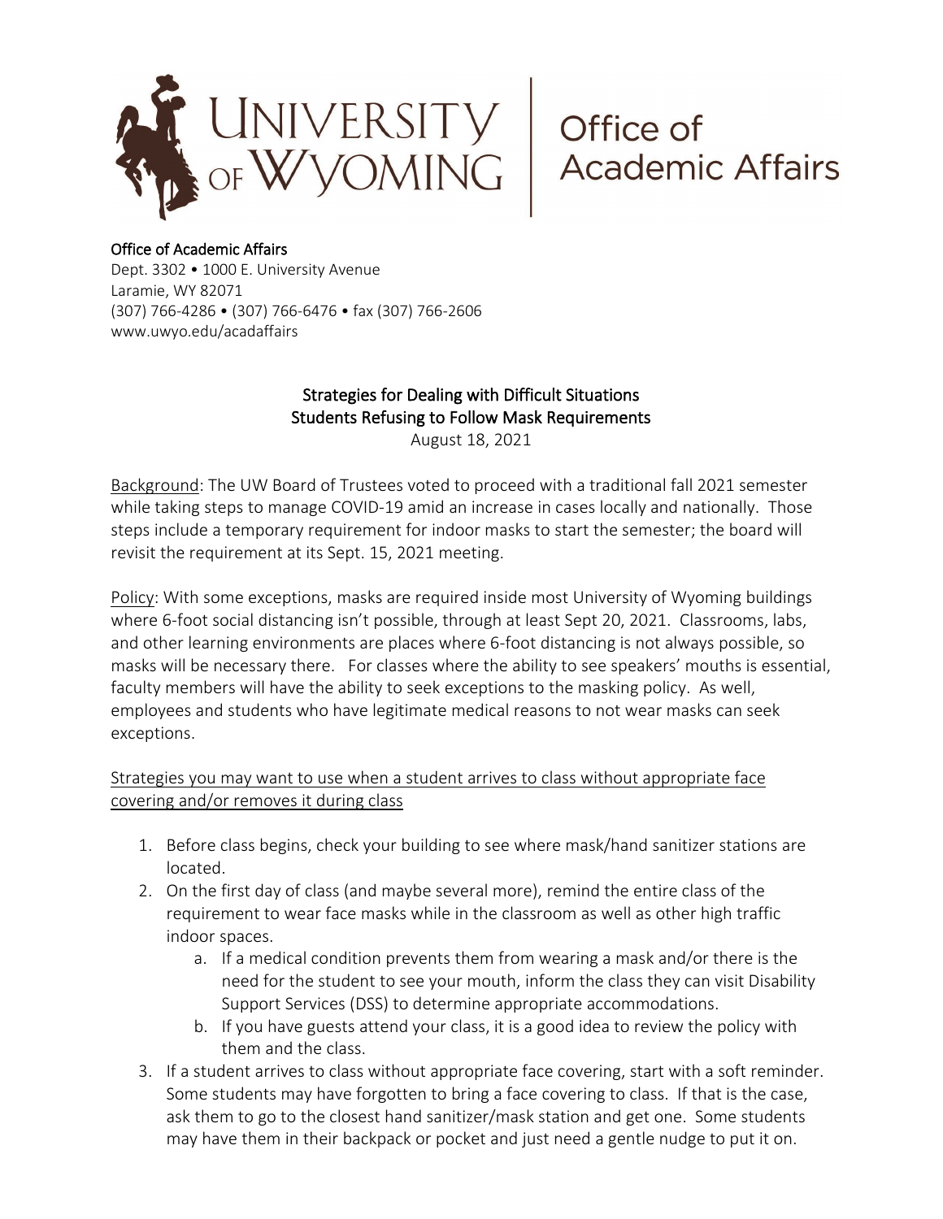UNIVERSITY OF WYOMING | Office of Academic Affairs

Office of Academic Affairs
Dept. 3302 • 1000 E. University Avenue
Laramie, WY 82071
(307) 766-4286 • (307) 766-6476 • fax (307) 766-2606
www.uwyo.edu/acadaffairs

## Strategies for Dealing with Difficult Situations
## Students Refusing to Follow Mask Requirements

August 18, 2021

Background: The UW Board of Trustees voted to proceed with a traditional fall 2021 semester while taking steps to manage COVID-19 amid an increase in cases locally and nationally. Those steps include a temporary requirement for indoor masks to start the semester; the board will revisit the requirement at its Sept. 15, 2021 meeting.

Policy: With some exceptions, masks are required inside most University of Wyoming buildings where 6-foot social distancing isn't possible, through at least Sept 20, 2021. Classrooms, labs, and other learning environments are places where 6-foot distancing is not always possible, so masks will be necessary there. For classes where the ability to see speakers' mouths is essential, faculty members will have the ability to seek exceptions to the masking policy. As well, employees and students who have legitimate medical reasons to not wear masks can seek exceptions.

Strategies you may want to use when a student arrives to class without appropriate face covering and/or removes it during class

1. Before class begins, check your building to see where mask/hand sanitizer stations are located.
2. On the first day of class (and maybe several more), remind the entire class of the requirement to wear face masks while in the classroom as well as other high traffic indoor spaces.
   a. If a medical condition prevents them from wearing a mask and/or there is the need for the student to see your mouth, inform the class they can visit Disability Support Services (DSS) to determine appropriate accommodations.
   b. If you have guests attend your class, it is a good idea to review the policy with them and the class.
3. If a student arrives to class without appropriate face covering, start with a soft reminder. Some students may have forgotten to bring a face covering to class. If that is the case, ask them to go to the closest hand sanitizer/mask station and get one. Some students may have them in their backpack or pocket and just need a gentle nudge to put it on.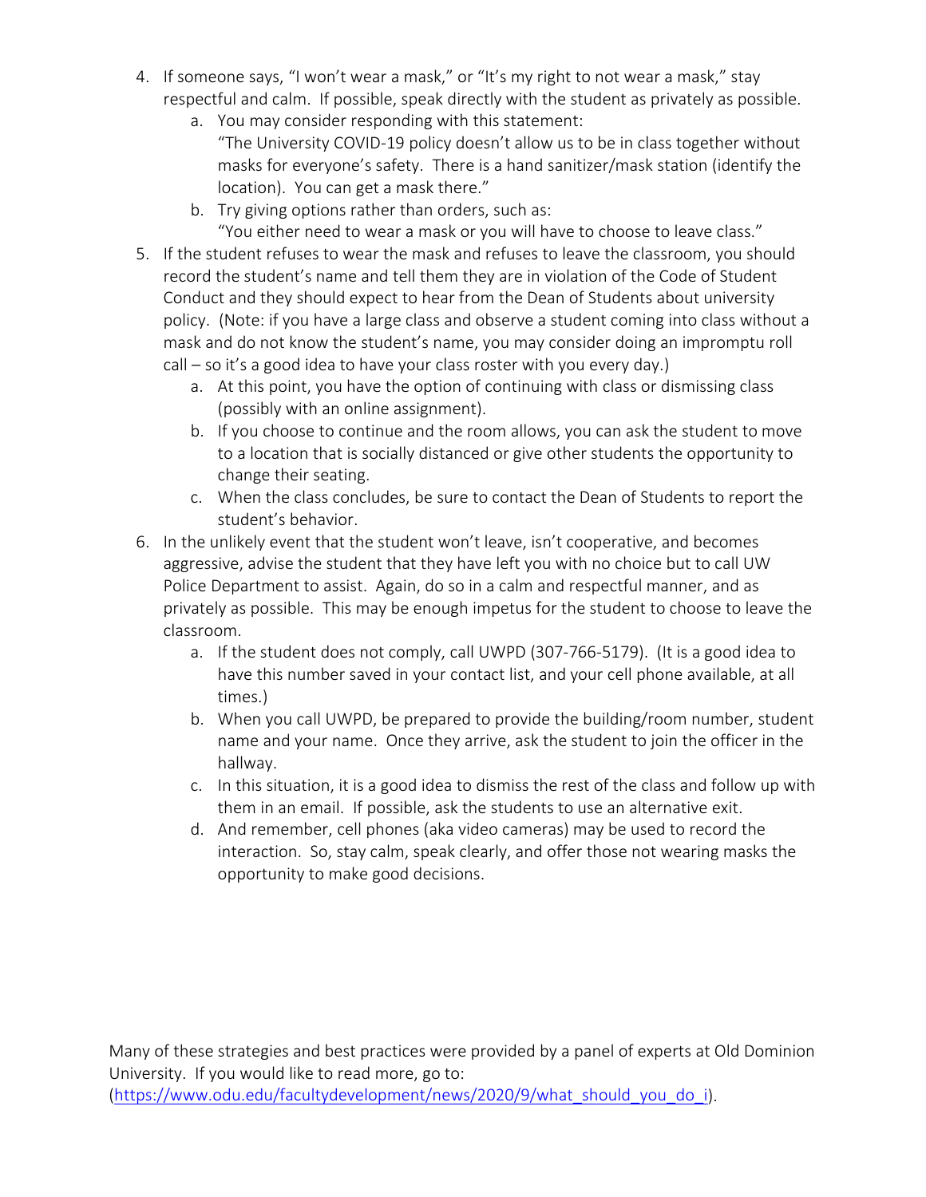4. If someone says, "I won't wear a mask," or "It's my right to not wear a mask," stay respectful and calm. If possible, speak directly with the student as privately as possible.
   a. You may consider responding with this statement:
      "The University COVID-19 policy doesn't allow us to be in class together without masks for everyone's safety. There is a hand sanitizer/mask station (identify the location). You can get a mask there."
   b. Try giving options rather than orders, such as:
      "You either need to wear a mask or you will have to choose to leave class."
5. If the student refuses to wear the mask and refuses to leave the classroom, you should record the student's name and tell them they are in violation of the Code of Student Conduct and they should expect to hear from the Dean of Students about university policy. (Note: if you have a large class and observe a student coming into class without a mask and do not know the student's name, you may consider doing an impromptu roll call – so it's a good idea to have your class roster with you every day.)
   a. At this point, you have the option of continuing with class or dismissing class (possibly with an online assignment).
   b. If you choose to continue and the room allows, you can ask the student to move to a location that is socially distanced or give other students the opportunity to change their seating.
   c. When the class concludes, be sure to contact the Dean of Students to report the student's behavior.
6. In the unlikely event that the student won't leave, isn't cooperative, and becomes aggressive, advise the student that they have left you with no choice but to call UW Police Department to assist. Again, do so in a calm and respectful manner, and as privately as possible. This may be enough impetus for the student to choose to leave the classroom.
   a. If the student does not comply, call UWPD (307-766-5179). (It is a good idea to have this number saved in your contact list, and your cell phone available, at all times.)
   b. When you call UWPD, be prepared to provide the building/room number, student name and your name. Once they arrive, ask the student to join the officer in the hallway.
   c. In this situation, it is a good idea to dismiss the rest of the class and follow up with them in an email. If possible, ask the students to use an alternative exit.
   d. And remember, cell phones (aka video cameras) may be used to record the interaction. So, stay calm, speak clearly, and offer those not wearing masks the opportunity to make good decisions.

Many of these strategies and best practices were provided by a panel of experts at Old Dominion University. If you would like to read more, go to: (https://www.odu.edu/facultydevelopment/news/2020/9/what_should_you_do_i).